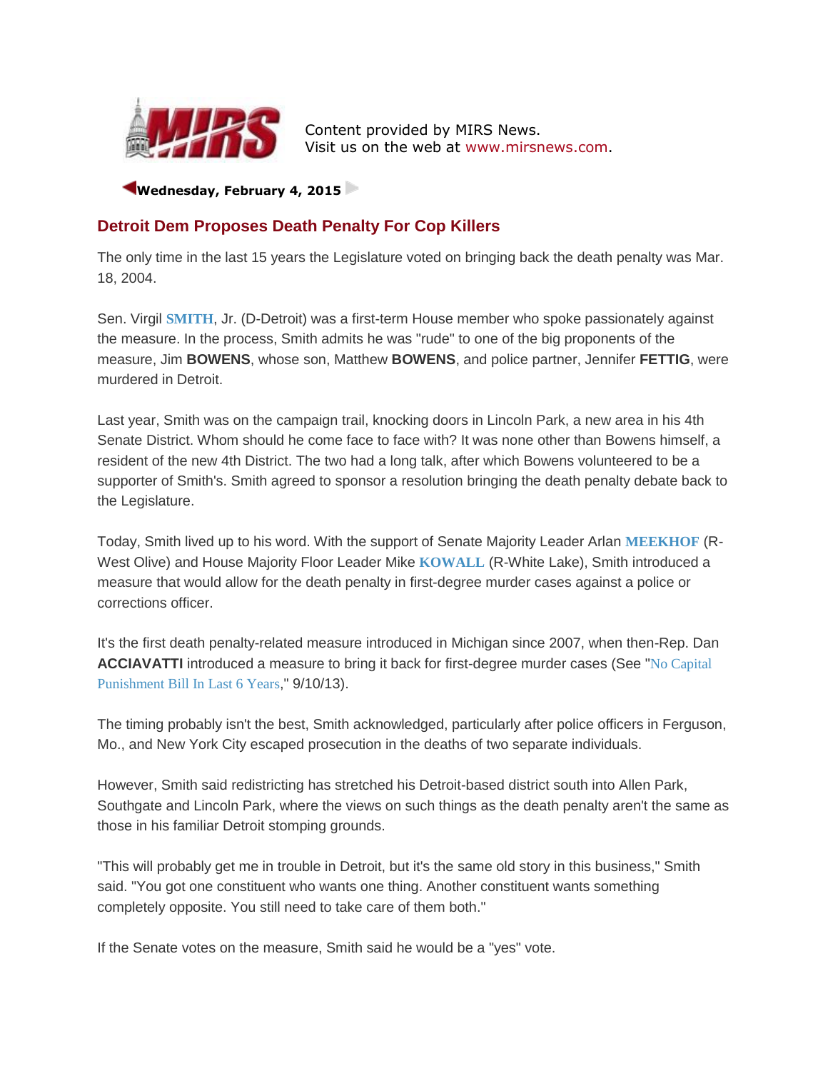Content provided by MIRS News.
Visit us on the web at www.mirsnews.com.

**Wednesday, February 4, 2015**

## Detroit Dem Proposes Death Penalty For Cop Killers

The only time in the last 15 years the Legislature voted on bringing back the death penalty was Mar. 18, 2004.

Sen. Virgil **SMITH**, Jr. (D-Detroit) was a first-term House member who spoke passionately against the measure. In the process, Smith admits he was "rude" to one of the big proponents of the measure, Jim **BOWENS**, whose son, Matthew **BOWENS**, and police partner, Jennifer **FETTIG**, were murdered in Detroit.

Last year, Smith was on the campaign trail, knocking doors in Lincoln Park, a new area in his 4th Senate District. Whom should he come face to face with? It was none other than Bowens himself, a resident of the new 4th District. The two had a long talk, after which Bowens volunteered to be a supporter of Smith's. Smith agreed to sponsor a resolution bringing the death penalty debate back to the Legislature.

Today, Smith lived up to his word. With the support of Senate Majority Leader Arlan **MEEKHOF** (R-West Olive) and House Majority Floor Leader Mike **KOWALL** (R-White Lake), Smith introduced a measure that would allow for the death penalty in first-degree murder cases against a police or corrections officer.

It's the first death penalty-related measure introduced in Michigan since 2007, when then-Rep. Dan **ACCIAVATTI** introduced a measure to bring it back for first-degree murder cases (See "No Capital Punishment Bill In Last 6 Years," 9/10/13).

The timing probably isn't the best, Smith acknowledged, particularly after police officers in Ferguson, Mo., and New York City escaped prosecution in the deaths of two separate individuals.

However, Smith said redistricting has stretched his Detroit-based district south into Allen Park, Southgate and Lincoln Park, where the views on such things as the death penalty aren't the same as those in his familiar Detroit stomping grounds.

"This will probably get me in trouble in Detroit, but it's the same old story in this business," Smith said. "You got one constituent who wants one thing. Another constituent wants something completely opposite. You still need to take care of them both."

If the Senate votes on the measure, Smith said he would be a "yes" vote.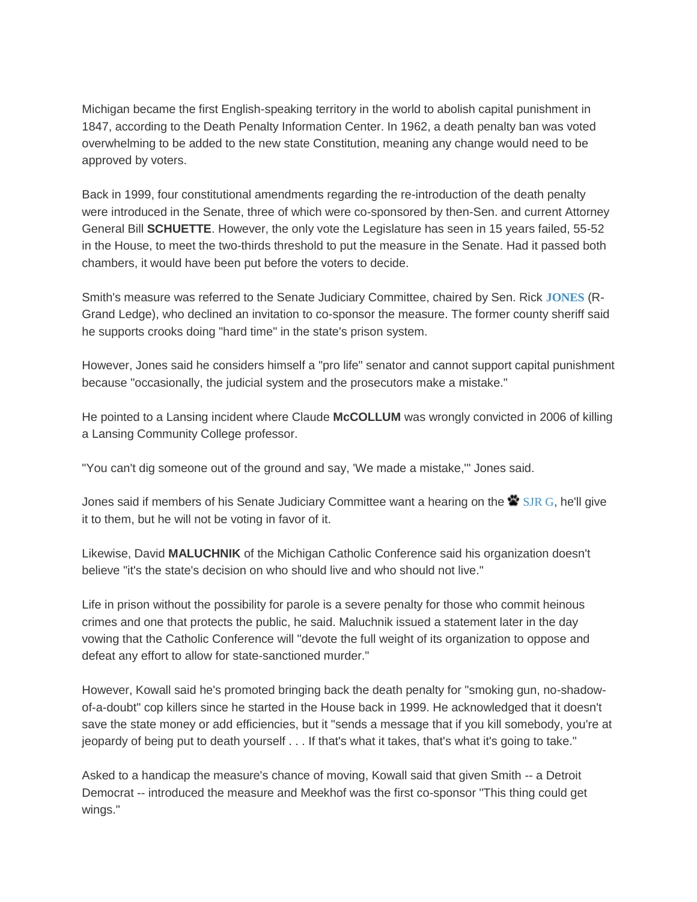Michigan became the first English-speaking territory in the world to abolish capital punishment in 1847, according to the Death Penalty Information Center. In 1962, a death penalty ban was voted overwhelming to be added to the new state Constitution, meaning any change would need to be approved by voters.

Back in 1999, four constitutional amendments regarding the re-introduction of the death penalty were introduced in the Senate, three of which were co-sponsored by then-Sen. and current Attorney General Bill **SCHUETTE**. However, the only vote the Legislature has seen in 15 years failed, 55-52 in the House, to meet the two-thirds threshold to put the measure in the Senate. Had it passed both chambers, it would have been put before the voters to decide.

Smith's measure was referred to the Senate Judiciary Committee, chaired by Sen. Rick **JONES** (R-Grand Ledge), who declined an invitation to co-sponsor the measure. The former county sheriff said he supports crooks doing "hard time" in the state's prison system.

However, Jones said he considers himself a "pro life" senator and cannot support capital punishment because "occasionally, the judicial system and the prosecutors make a mistake."

He pointed to a Lansing incident where Claude **McCOLLUM** was wrongly convicted in 2006 of killing a Lansing Community College professor.

"You can't dig someone out of the ground and say, 'We made a mistake,'" Jones said.

Jones said if members of his Senate Judiciary Committee want a hearing on the SJR G, he'll give it to them, but he will not be voting in favor of it.

Likewise, David **MALUCHNIK** of the Michigan Catholic Conference said his organization doesn't believe "it's the state's decision on who should live and who should not live."

Life in prison without the possibility for parole is a severe penalty for those who commit heinous crimes and one that protects the public, he said. Maluchnik issued a statement later in the day vowing that the Catholic Conference will "devote the full weight of its organization to oppose and defeat any effort to allow for state-sanctioned murder."

However, Kowall said he's promoted bringing back the death penalty for "smoking gun, no-shadow-of-a-doubt" cop killers since he started in the House back in 1999. He acknowledged that it doesn't save the state money or add efficiencies, but it "sends a message that if you kill somebody, you're at jeopardy of being put to death yourself . . . If that's what it takes, that's what it's going to take."

Asked to a handicap the measure's chance of moving, Kowall said that given Smith -- a Detroit Democrat -- introduced the measure and Meekhof was the first co-sponsor "This thing could get wings."